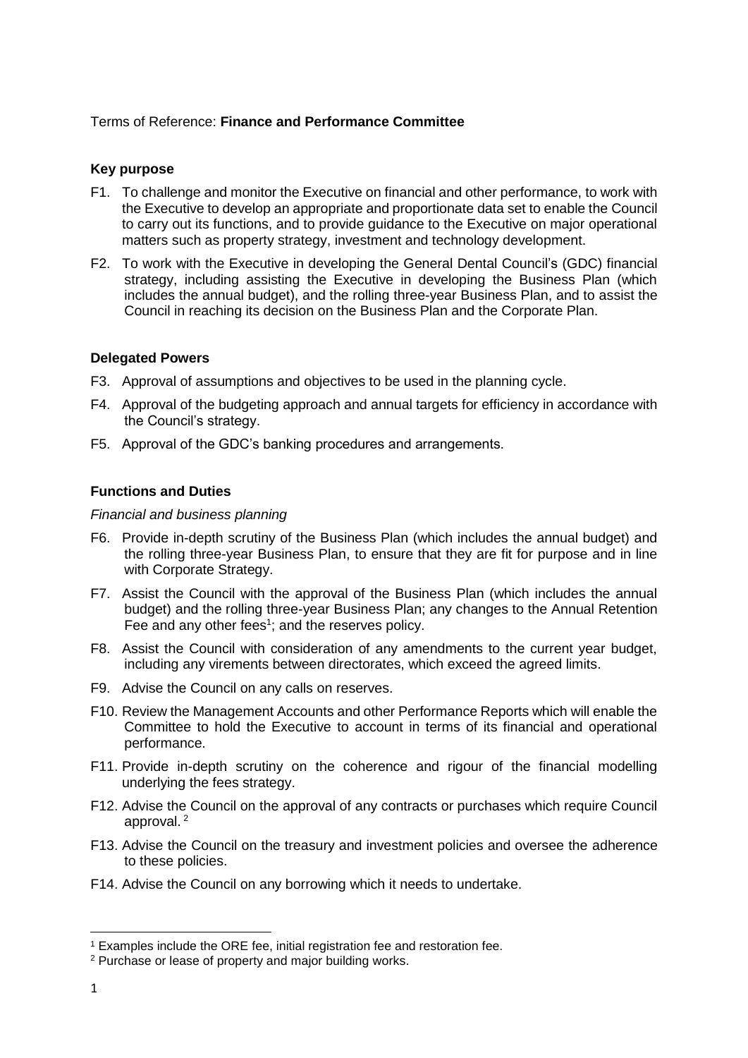Terms of Reference: **Finance and Performance Committee**

**Key purpose**

F1. To challenge and monitor the Executive on financial and other performance, to work with the Executive to develop an appropriate and proportionate data set to enable the Council to carry out its functions, and to provide guidance to the Executive on major operational matters such as property strategy, investment and technology development.

F2. To work with the Executive in developing the General Dental Council's (GDC) financial strategy, including assisting the Executive in developing the Business Plan (which includes the annual budget), and the rolling three-year Business Plan, and to assist the Council in reaching its decision on the Business Plan and the Corporate Plan.

**Delegated Powers**

F3. Approval of assumptions and objectives to be used in the planning cycle.

F4. Approval of the budgeting approach and annual targets for efficiency in accordance with the Council's strategy.

F5. Approval of the GDC's banking procedures and arrangements.

**Functions and Duties**

*Financial and business planning*

F6. Provide in-depth scrutiny of the Business Plan (which includes the annual budget) and the rolling three-year Business Plan, to ensure that they are fit for purpose and in line with Corporate Strategy.

F7. Assist the Council with the approval of the Business Plan (which includes the annual budget) and the rolling three-year Business Plan; any changes to the Annual Retention Fee and any other fees[1]; and the reserves policy.

F8. Assist the Council with consideration of any amendments to the current year budget, including any virements between directorates, which exceed the agreed limits.

F9. Advise the Council on any calls on reserves.

F10. Review the Management Accounts and other Performance Reports which will enable the Committee to hold the Executive to account in terms of its financial and operational performance.

F11. Provide in-depth scrutiny on the coherence and rigour of the financial modelling underlying the fees strategy.

F12. Advise the Council on the approval of any contracts or purchases which require Council approval. [2]

F13. Advise the Council on the treasury and investment policies and oversee the adherence to these policies.

F14. Advise the Council on any borrowing which it needs to undertake.

---

[1] Examples include the ORE fee, initial registration fee and restoration fee.

[2] Purchase or lease of property and major building works.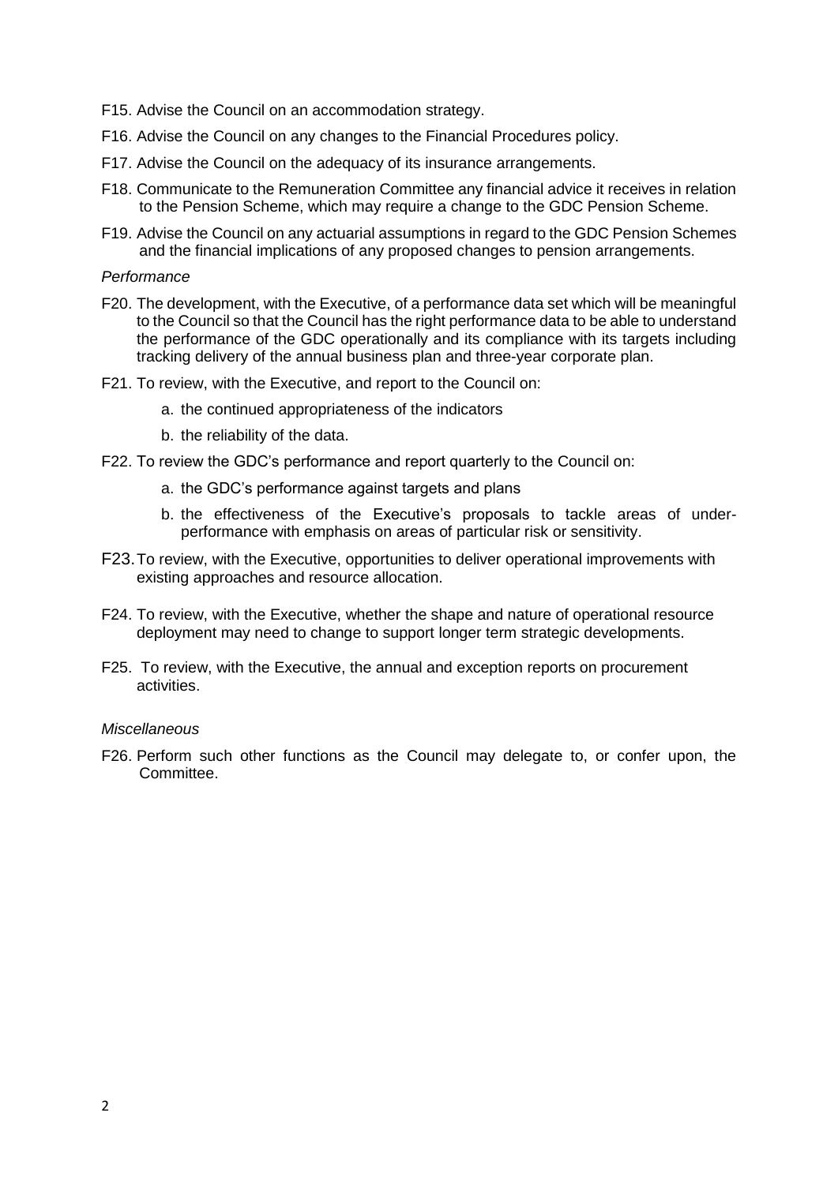F15. Advise the Council on an accommodation strategy.

F16. Advise the Council on any changes to the Financial Procedures policy.

F17. Advise the Council on the adequacy of its insurance arrangements.

F18. Communicate to the Remuneration Committee any financial advice it receives in relation to the Pension Scheme, which may require a change to the GDC Pension Scheme.

F19. Advise the Council on any actuarial assumptions in regard to the GDC Pension Schemes and the financial implications of any proposed changes to pension arrangements.

*Performance*

F20. The development, with the Executive, of a performance data set which will be meaningful to the Council so that the Council has the right performance data to be able to understand the performance of the GDC operationally and its compliance with its targets including tracking delivery of the annual business plan and three-year corporate plan.

F21. To review, with the Executive, and report to the Council on:

   a. the continued appropriateness of the indicators

   b. the reliability of the data.

F22. To review the GDC's performance and report quarterly to the Council on:

   a. the GDC's performance against targets and plans

   b. the effectiveness of the Executive's proposals to tackle areas of under-performance with emphasis on areas of particular risk or sensitivity.

F23. To review, with the Executive, opportunities to deliver operational improvements with existing approaches and resource allocation.

F24. To review, with the Executive, whether the shape and nature of operational resource deployment may need to change to support longer term strategic developments.

F25. To review, with the Executive, the annual and exception reports on procurement activities.

*Miscellaneous*

F26. Perform such other functions as the Council may delegate to, or confer upon, the Committee.